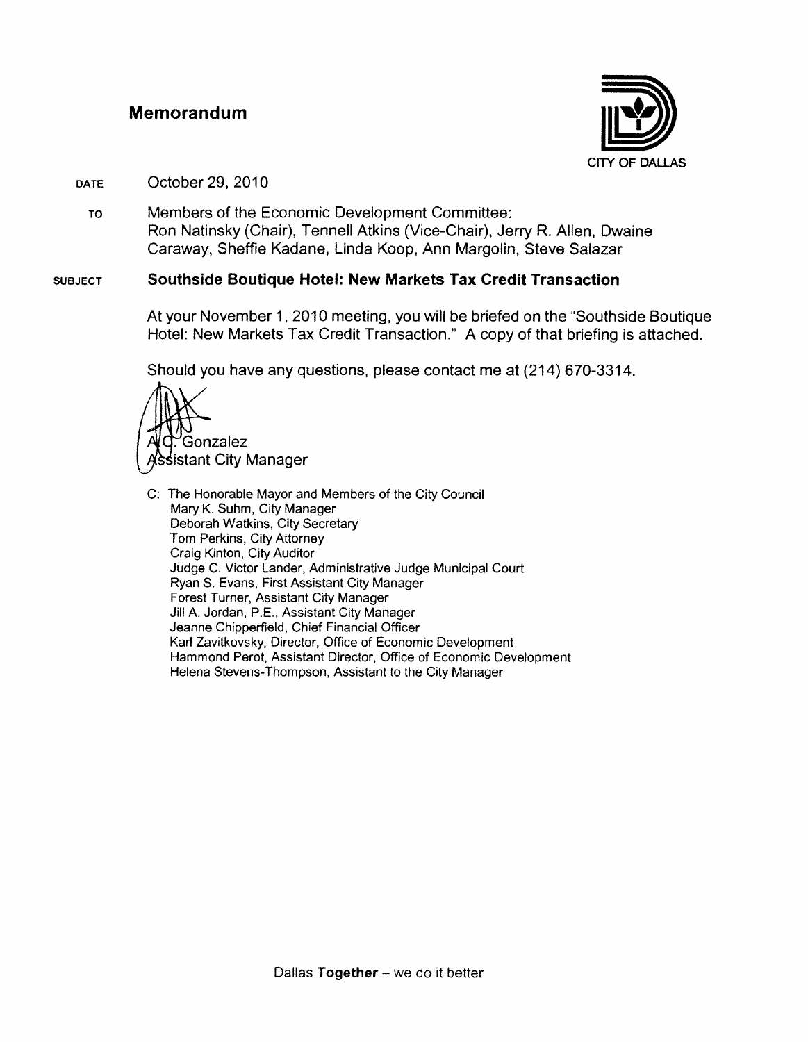# Memorandum

CITY OF DALLAS

**DATE** October 29, 2010

**TO** Members of the Economic Development Committee:
Ron Natinsky (Chair), Tennell Atkins (Vice-Chair), Jerry R. Allen, Dwaine Caraway, Sheffie Kadane, Linda Koop, Ann Margolin, Steve Salazar

**SUBJECT** **Southside Boutique Hotel: New Markets Tax Credit Transaction**

At your November 1, 2010 meeting, you will be briefed on the "Southside Boutique Hotel: New Markets Tax Credit Transaction." A copy of that briefing is attached.

Should you have any questions, please contact me at (214) 670-3314.

A.C. Gonzalez
Assistant City Manager

C: The Honorable Mayor and Members of the City Council
Mary K. Suhm, City Manager
Deborah Watkins, City Secretary
Tom Perkins, City Attorney
Craig Kinton, City Auditor
Judge C. Victor Lander, Administrative Judge Municipal Court
Ryan S. Evans, First Assistant City Manager
Forest Turner, Assistant City Manager
Jill A. Jordan, P.E., Assistant City Manager
Jeanne Chipperfield, Chief Financial Officer
Karl Zavitkovsky, Director, Office of Economic Development
Hammond Perot, Assistant Director, Office of Economic Development
Helena Stevens-Thompson, Assistant to the City Manager

Dallas **Together** – we do it better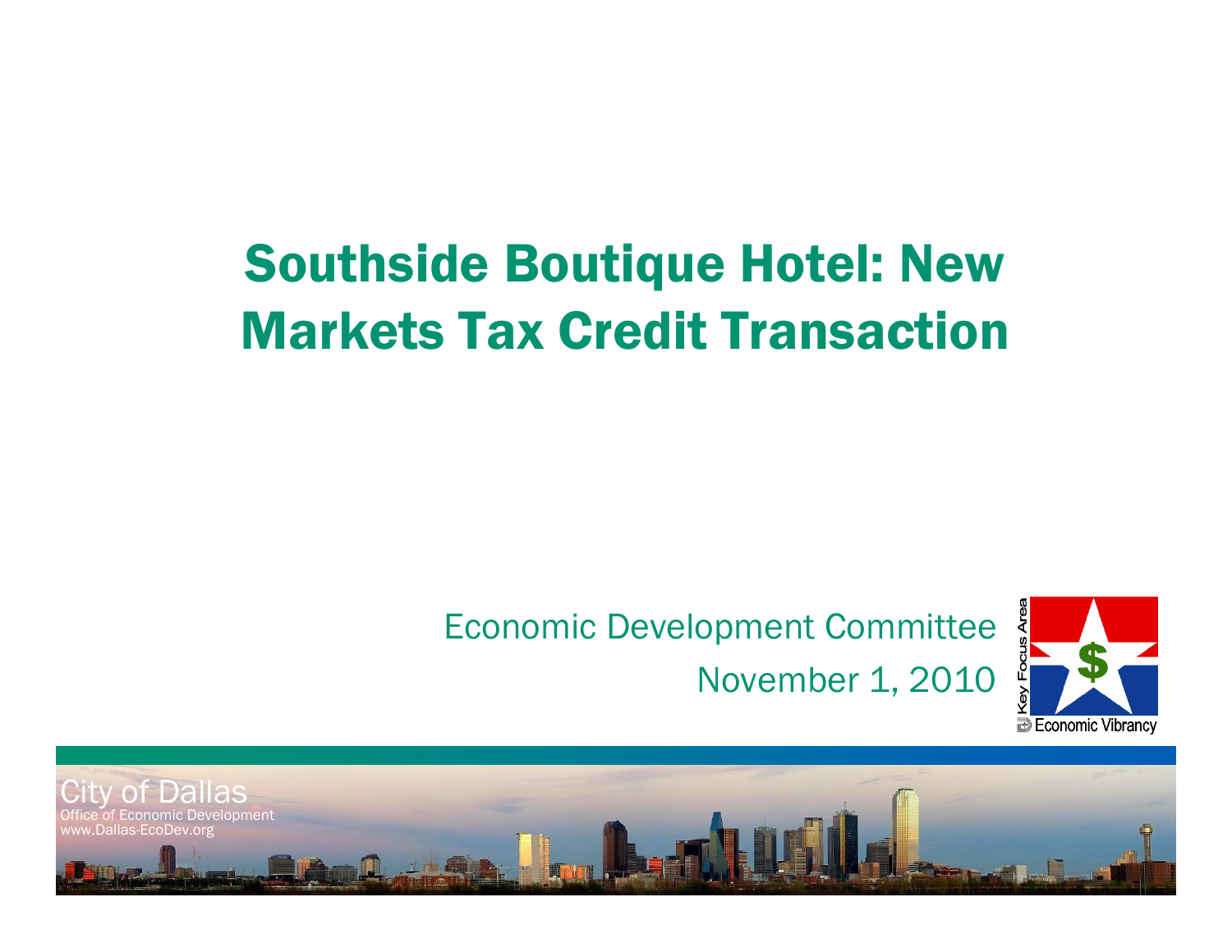# Southside Boutique Hotel: New Markets Tax Credit Transaction

Economic Development Committee

November 1, 2010

City of Dallas
Office of Economic Development
www.Dallas-EcoDev.org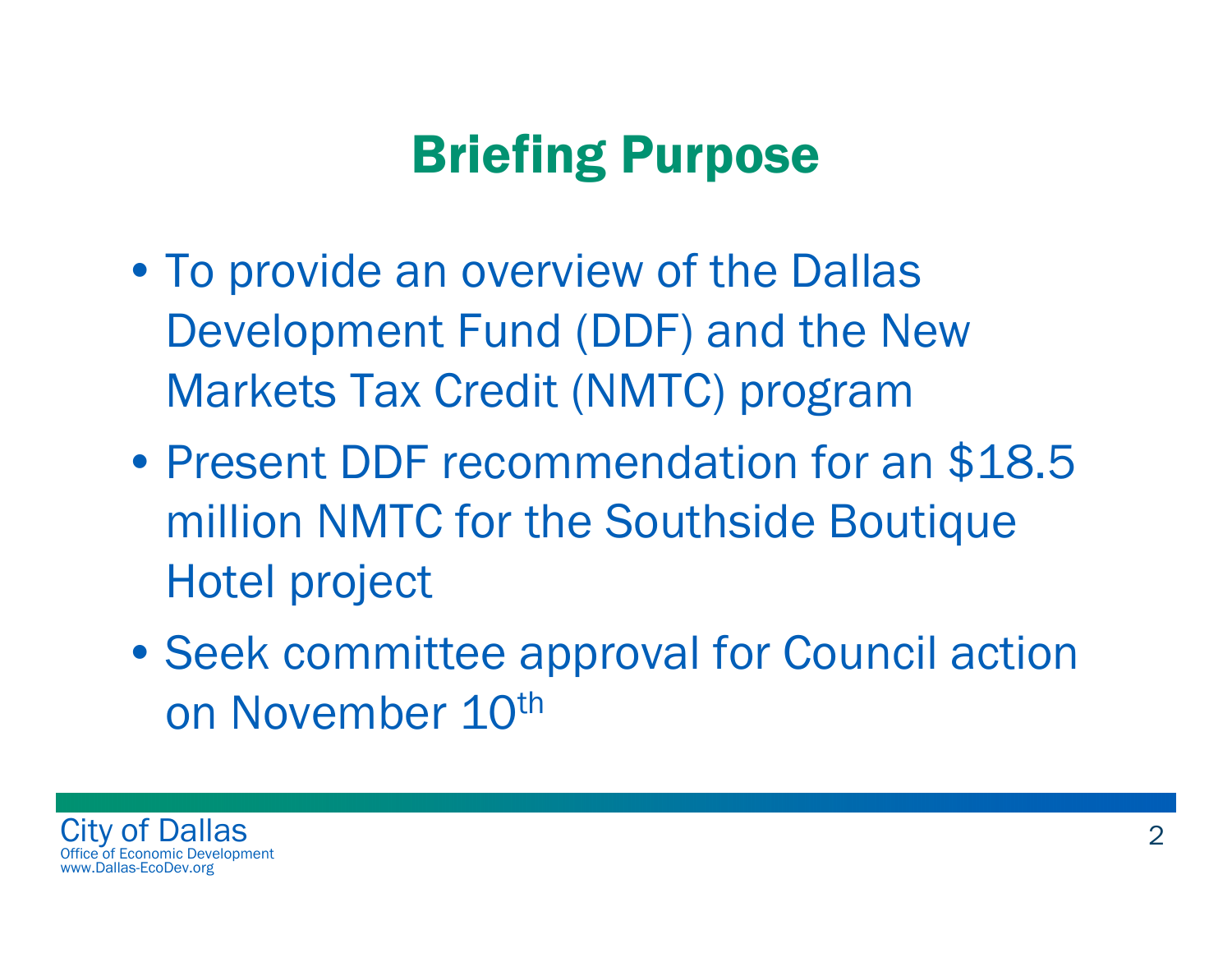# Briefing Purpose

- To provide an overview of the Dallas Development Fund (DDF) and the New Markets Tax Credit (NMTC) program
- Present DDF recommendation for an $18.5 million NMTC for the Southside Boutique Hotel project
- Seek committee approval for Council action on November 10th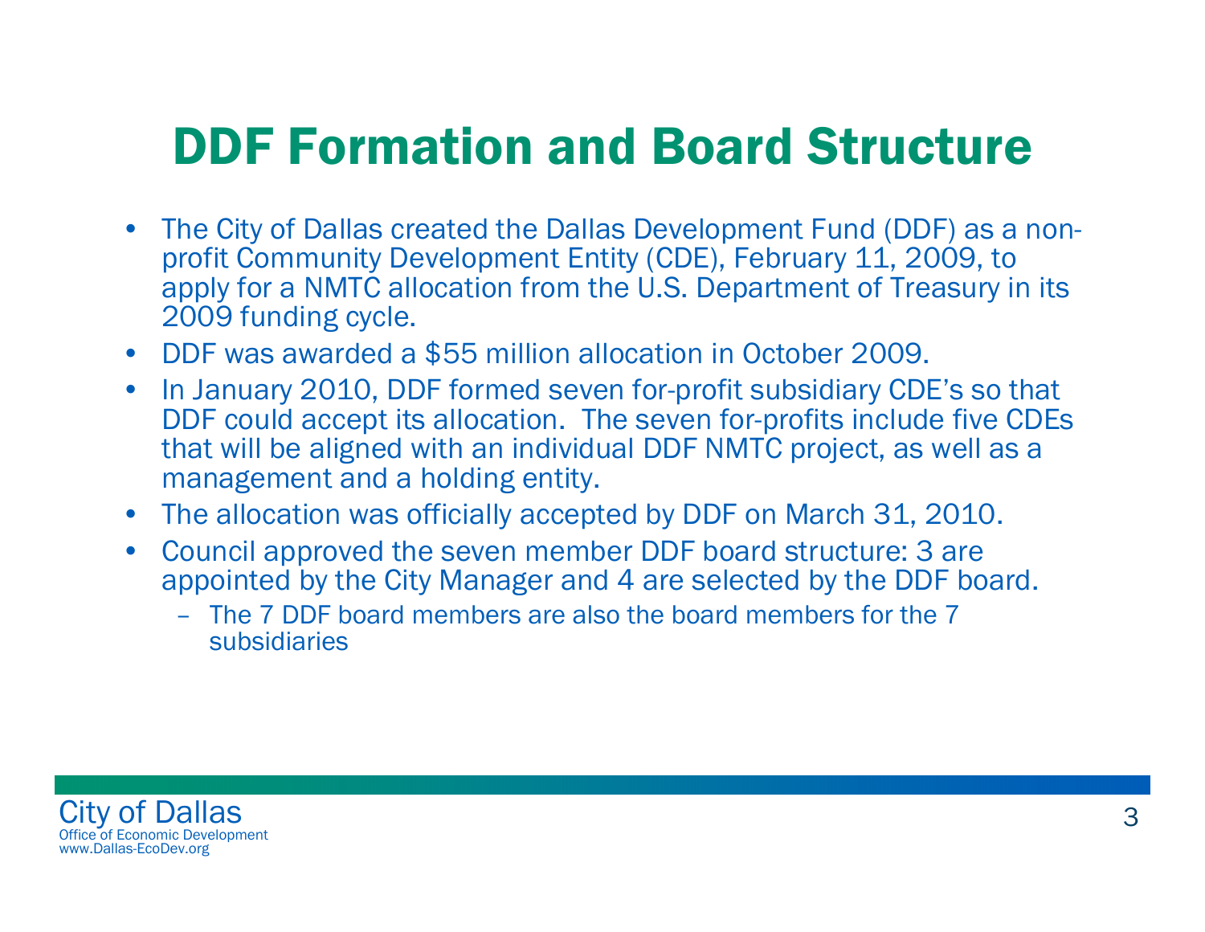# DDF Formation and Board Structure

- The City of Dallas created the Dallas Development Fund (DDF) as a non-profit Community Development Entity (CDE), February 11, 2009, to apply for a NMTC allocation from the U.S. Department of Treasury in its 2009 funding cycle.
- DDF was awarded a $55 million allocation in October 2009.
- In January 2010, DDF formed seven for-profit subsidiary CDE's so that DDF could accept its allocation. The seven for-profits include five CDEs that will be aligned with an individual DDF NMTC project, as well as a management and a holding entity.
- The allocation was officially accepted by DDF on March 31, 2010.
- Council approved the seven member DDF board structure: 3 are appointed by the City Manager and 4 are selected by the DDF board.
  - The 7 DDF board members are also the board members for the 7 subsidiaries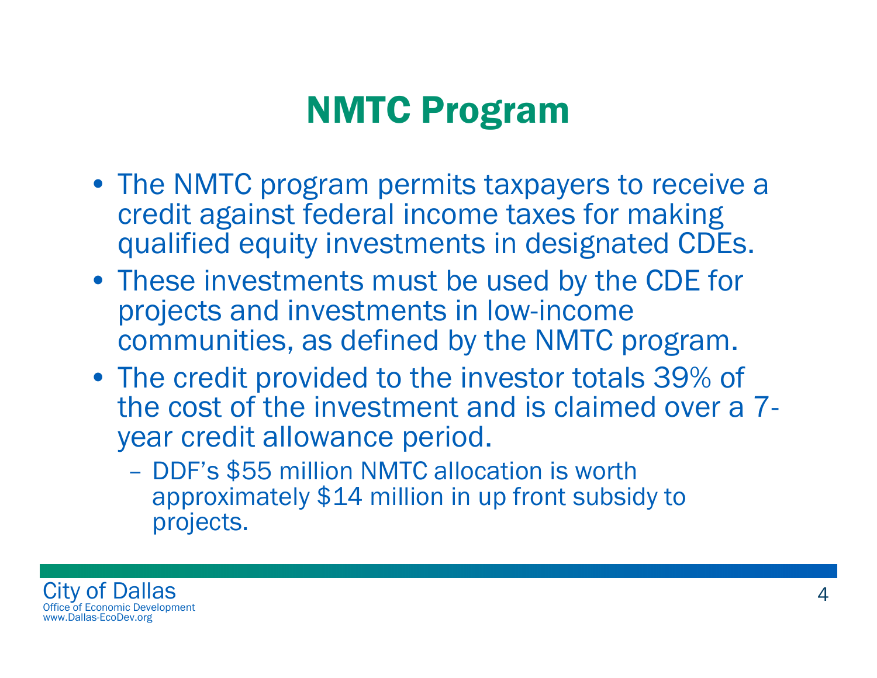# NMTC Program

- The NMTC program permits taxpayers to receive a credit against federal income taxes for making qualified equity investments in designated CDEs.
- These investments must be used by the CDE for projects and investments in low-income communities, as defined by the NMTC program.
- The credit provided to the investor totals 39% of the cost of the investment and is claimed over a 7-year credit allowance period.
  - DDF's $55 million NMTC allocation is worth approximately $14 million in up front subsidy to projects.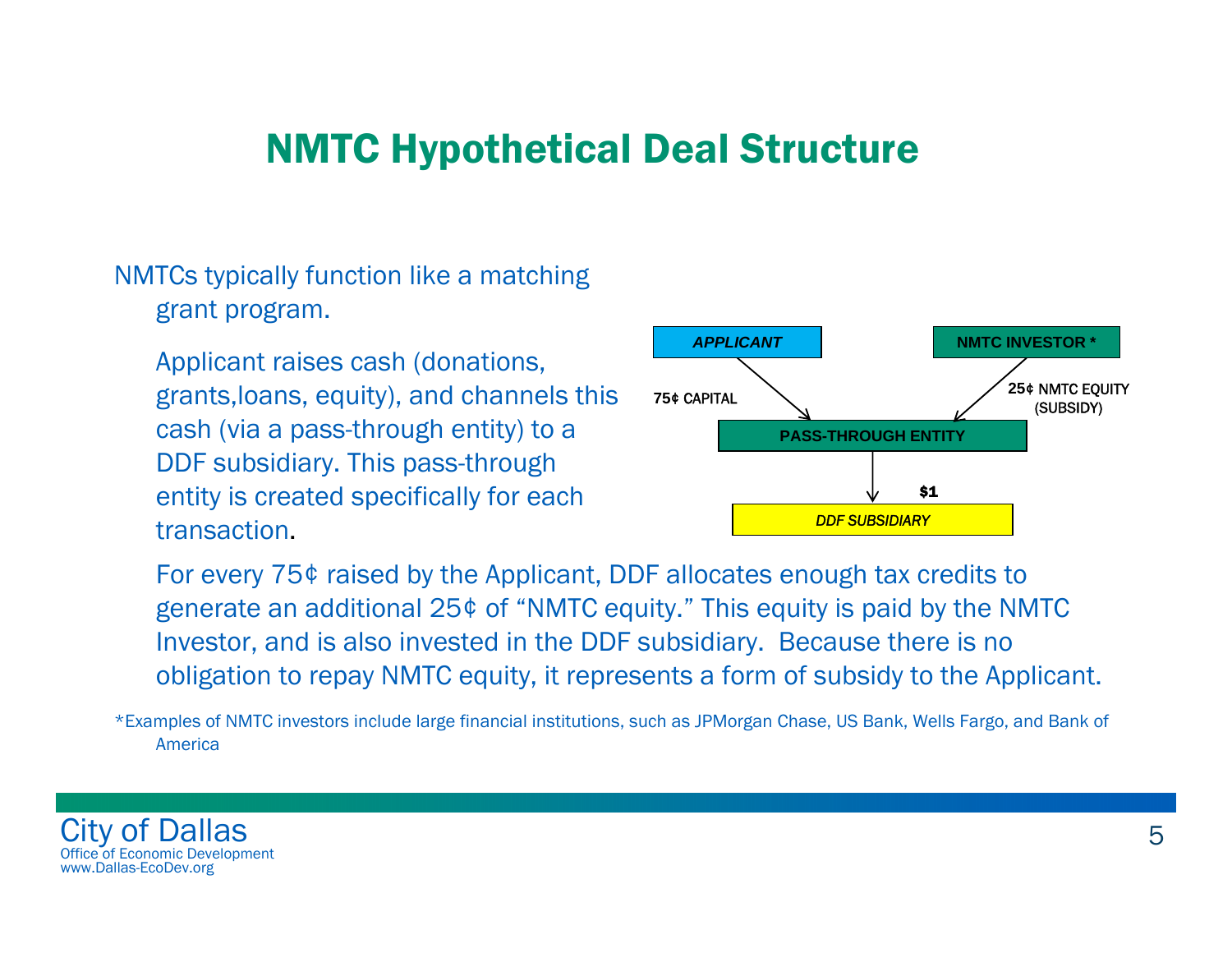# NMTC Hypothetical Deal Structure

NMTCs typically function like a matching grant program.

Applicant raises cash (donations, grants,loans, equity), and channels this cash (via a pass-through entity) to a DDF subsidiary. This pass-through entity is created specifically for each transaction.

APPLICANT → 75¢ CAPITAL → PASS-THROUGH ENTITY

NMTC INVESTOR * → 25¢ NMTC EQUITY (SUBSIDY) → PASS-THROUGH ENTITY

PASS-THROUGH ENTITY → $1 → DDF SUBSIDIARY

For every 75¢ raised by the Applicant, DDF allocates enough tax credits to generate an additional 25¢ of "NMTC equity." This equity is paid by the NMTC Investor, and is also invested in the DDF subsidiary. Because there is no obligation to repay NMTC equity, it represents a form of subsidy to the Applicant.

*Examples of NMTC investors include large financial institutions, such as JPMorgan Chase, US Bank, Wells Fargo, and Bank of America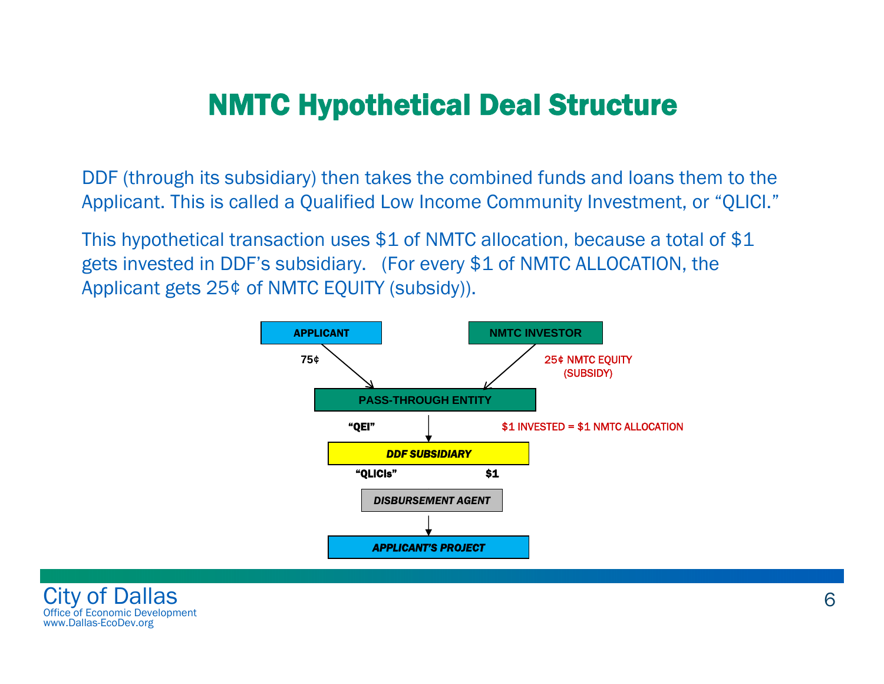# NMTC Hypothetical Deal Structure

DDF (through its subsidiary) then takes the combined funds and loans them to the Applicant. This is called a Qualified Low Income Community Investment, or "QLICI."

This hypothetical transaction uses $1 of NMTC allocation, because a total of $1 gets invested in DDF's subsidiary. (For every $1 of NMTC ALLOCATION, the Applicant gets 25¢ of NMTC EQUITY (subsidy)).

**APPLICANT** → 75¢ → **PASS-THROUGH ENTITY**

**NMTC INVESTOR** → 25¢ NMTC EQUITY (SUBSIDY) → **PASS-THROUGH ENTITY**

**PASS-THROUGH ENTITY** → "QEI" → **DDF SUBSIDIARY** ($1 INVESTED = $1 NMTC ALLOCATION)

**DDF SUBSIDIARY** → "QLICIs" $1 → **DISBURSEMENT AGENT** → **APPLICANT'S PROJECT**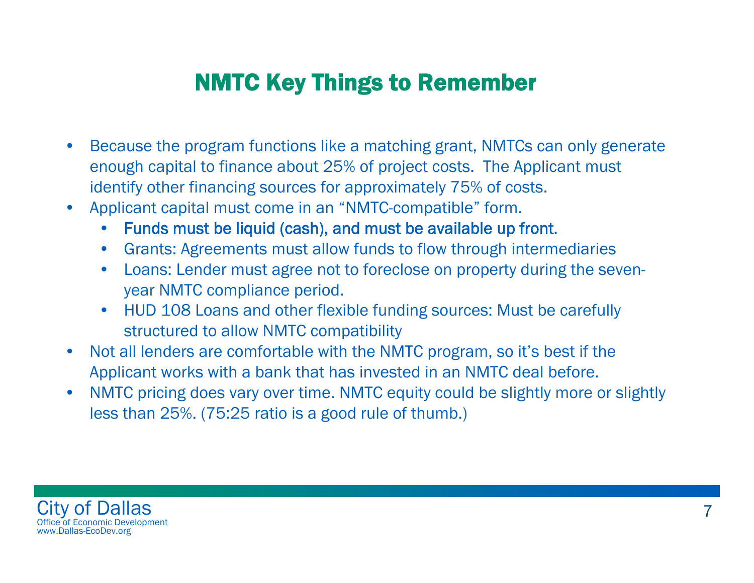# NMTC Key Things to Remember

- Because the program functions like a matching grant, NMTCs can only generate enough capital to finance about 25% of project costs. The Applicant must identify other financing sources for approximately 75% of costs.
- Applicant capital must come in an "NMTC-compatible" form.
  - Funds must be liquid (cash), and must be available up front.
  - Grants: Agreements must allow funds to flow through intermediaries
  - Loans: Lender must agree not to foreclose on property during the seven-year NMTC compliance period.
  - HUD 108 Loans and other flexible funding sources: Must be carefully structured to allow NMTC compatibility
- Not all lenders are comfortable with the NMTC program, so it's best if the Applicant works with a bank that has invested in an NMTC deal before.
- NMTC pricing does vary over time. NMTC equity could be slightly more or slightly less than 25%. (75:25 ratio is a good rule of thumb.)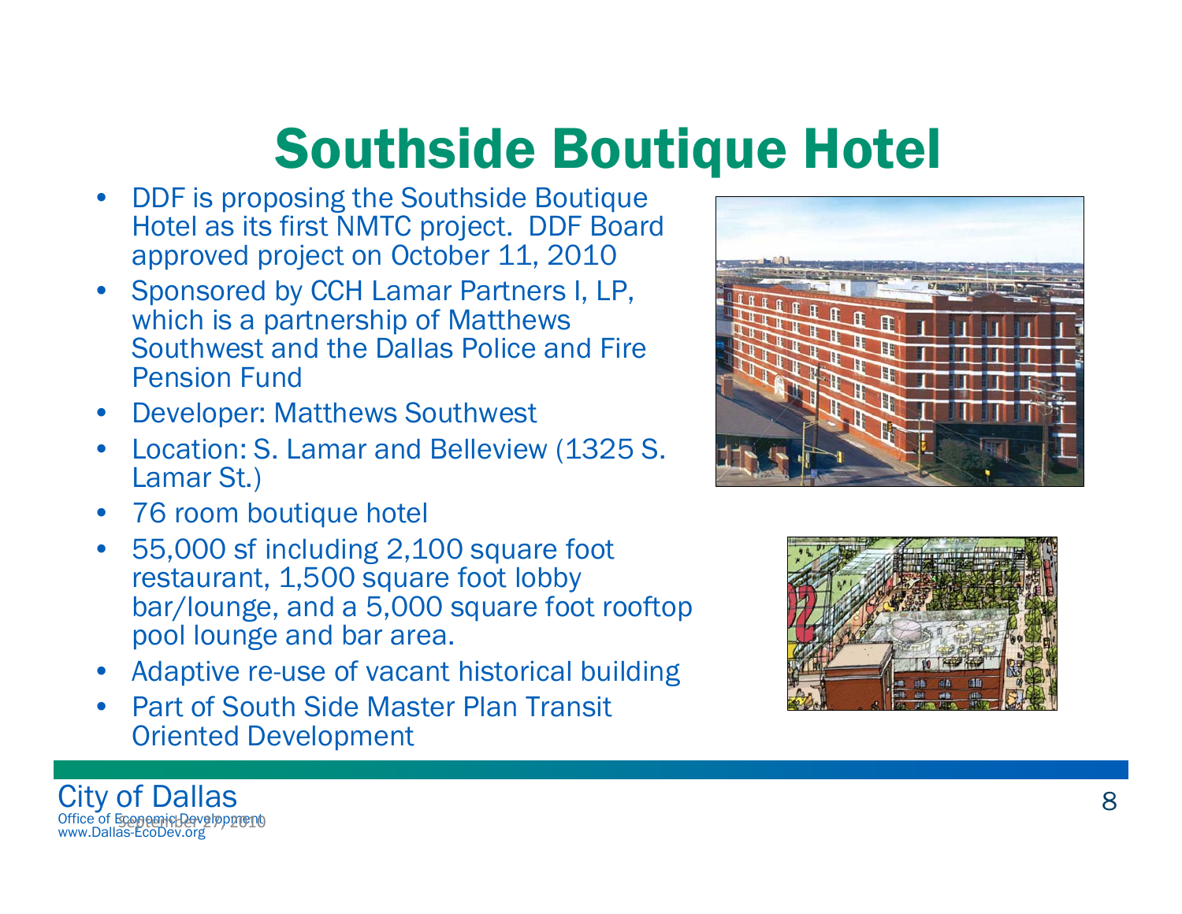# Southside Boutique Hotel

- DDF is proposing the Southside Boutique Hotel as its first NMTC project. DDF Board approved project on October 11, 2010
- Sponsored by CCH Lamar Partners I, LP, which is a partnership of Matthews Southwest and the Dallas Police and Fire Pension Fund
- Developer: Matthews Southwest
- Location: S. Lamar and Belleview (1325 S. Lamar St.)
- 76 room boutique hotel
- 55,000 sf including 2,100 square foot restaurant, 1,500 square foot lobby bar/lounge, and a 5,000 square foot rooftop pool lounge and bar area.
- Adaptive re-use of vacant historical building
- Part of South Side Master Plan Transit Oriented Development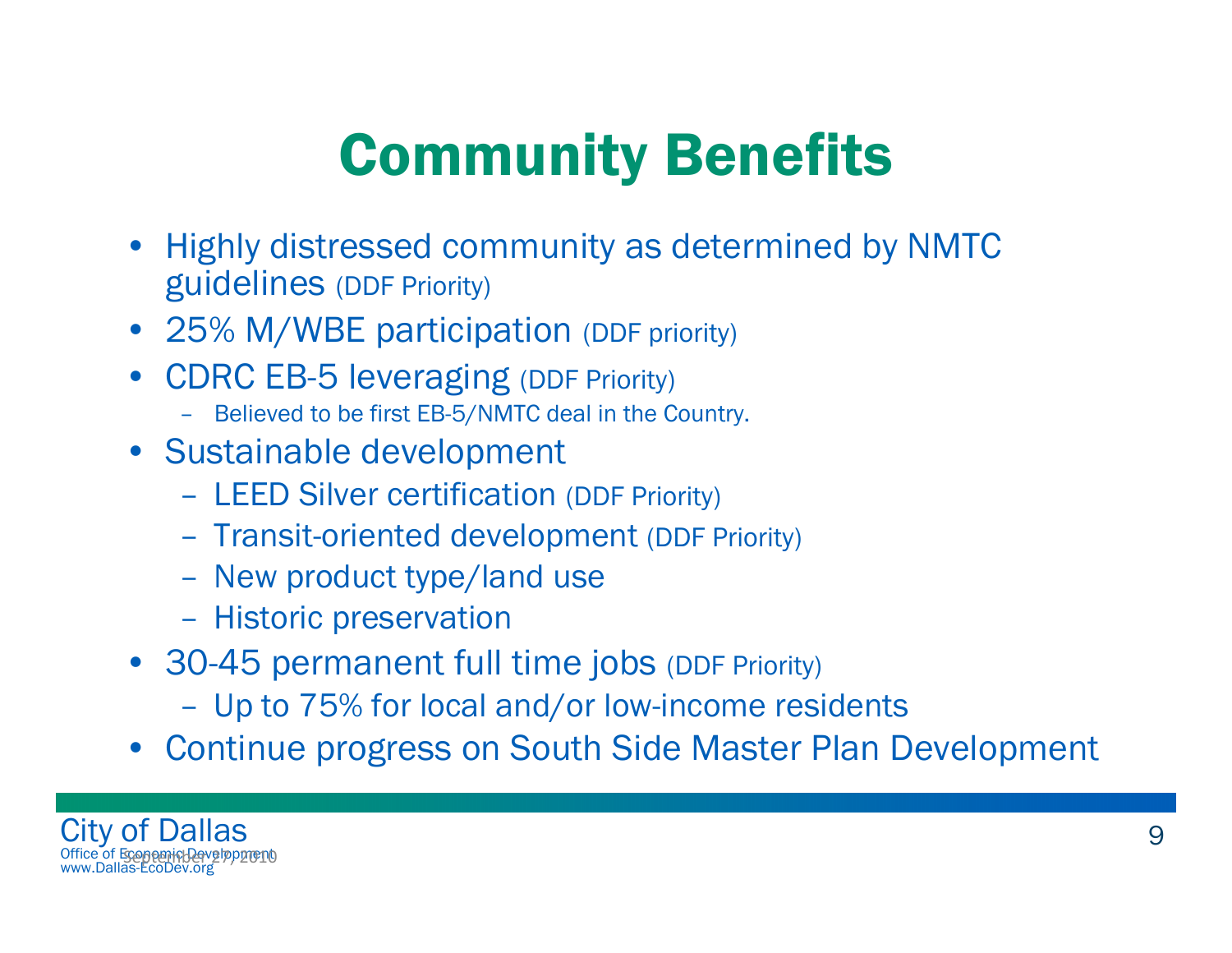# Community Benefits

- Highly distressed community as determined by NMTC guidelines (DDF Priority)
- 25% M/WBE participation (DDF priority)
- CDRC EB-5 leveraging (DDF Priority)
  - Believed to be first EB-5/NMTC deal in the Country.
- Sustainable development
  - LEED Silver certification (DDF Priority)
  - Transit-oriented development (DDF Priority)
  - New product type/land use
  - Historic preservation
- 30-45 permanent full time jobs (DDF Priority)
  - Up to 75% for local and/or low-income residents
- Continue progress on South Side Master Plan Development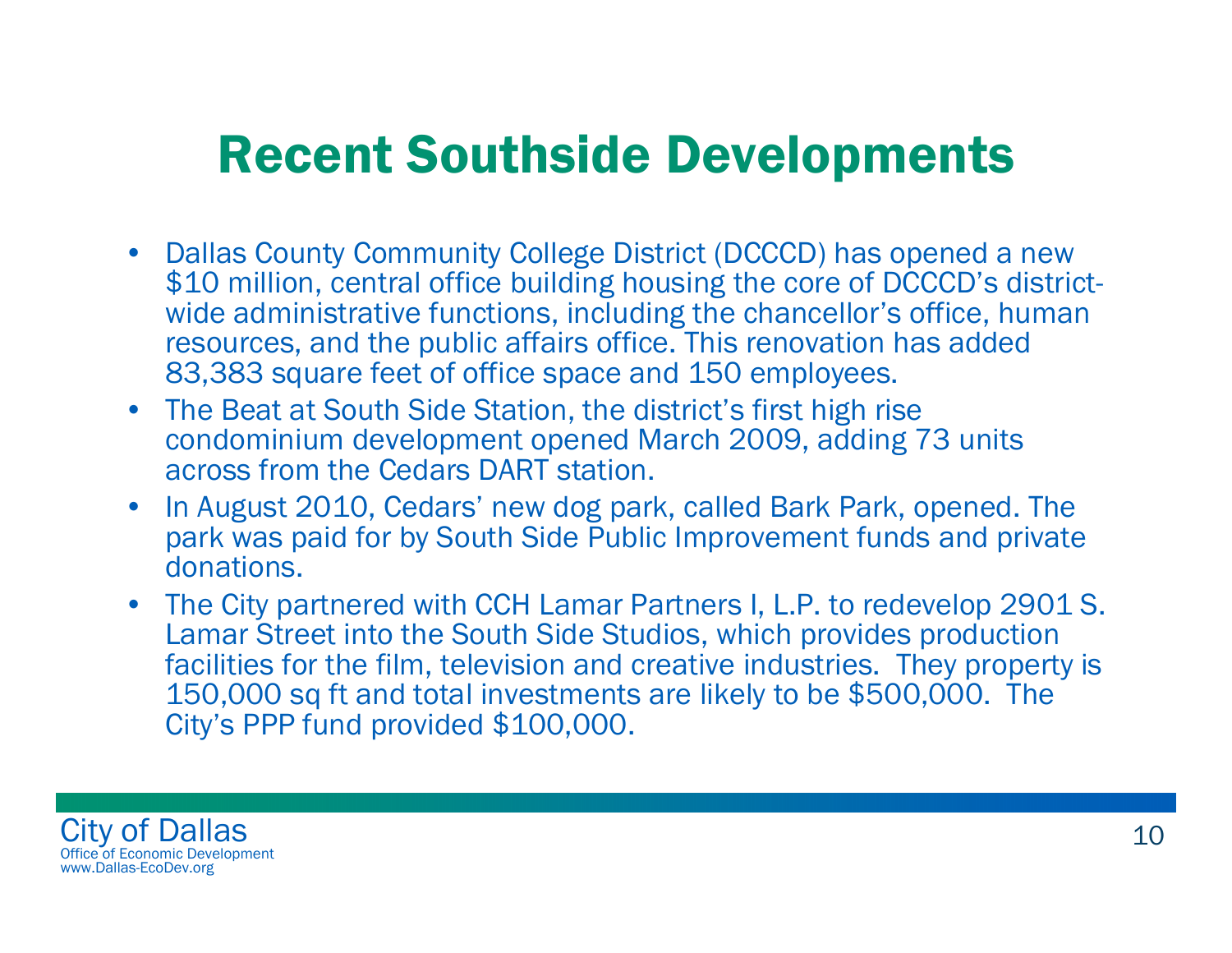# Recent Southside Developments

- Dallas County Community College District (DCCCD) has opened a new $10 million, central office building housing the core of DCCCD's district-wide administrative functions, including the chancellor's office, human resources, and the public affairs office. This renovation has added 83,383 square feet of office space and 150 employees.
- The Beat at South Side Station, the district's first high rise condominium development opened March 2009, adding 73 units across from the Cedars DART station.
- In August 2010, Cedars' new dog park, called Bark Park, opened. The park was paid for by South Side Public Improvement funds and private donations.
- The City partnered with CCH Lamar Partners I, L.P. to redevelop 2901 S. Lamar Street into the South Side Studios, which provides production facilities for the film, television and creative industries. They property is 150,000 sq ft and total investments are likely to be $500,000. The City's PPP fund provided $100,000.

City of Dallas
Office of Economic Development
www.Dallas-EcoDev.org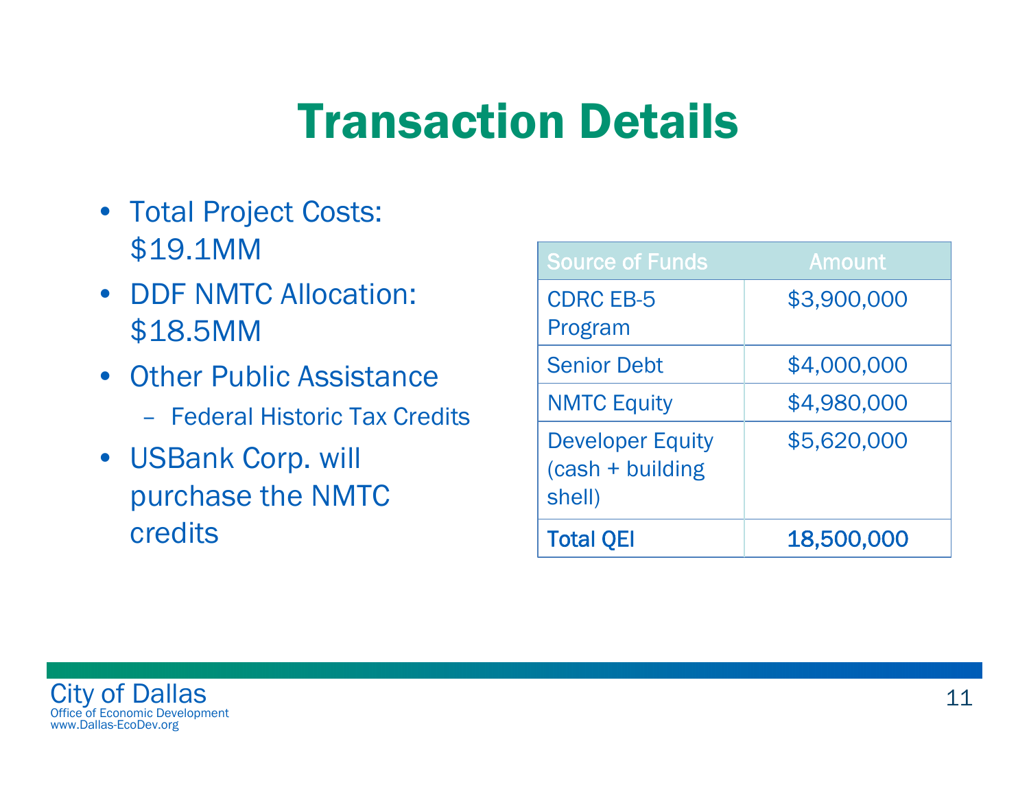# Transaction Details

- Total Project Costs: $19.1MM
- DDF NMTC Allocation: $18.5MM
- Other Public Assistance
  - Federal Historic Tax Credits
- USBank Corp. will purchase the NMTC credits

| Source of Funds | Amount |
|---|---|
| CDRC EB-5 Program | $3,900,000 |
| Senior Debt | $4,000,000 |
| NMTC Equity | $4,980,000 |
| Developer Equity (cash + building shell) | $5,620,000 |
| **Total QEI** | **18,500,000** |

City of Dallas
Office of Economic Development
www.Dallas-EcoDev.org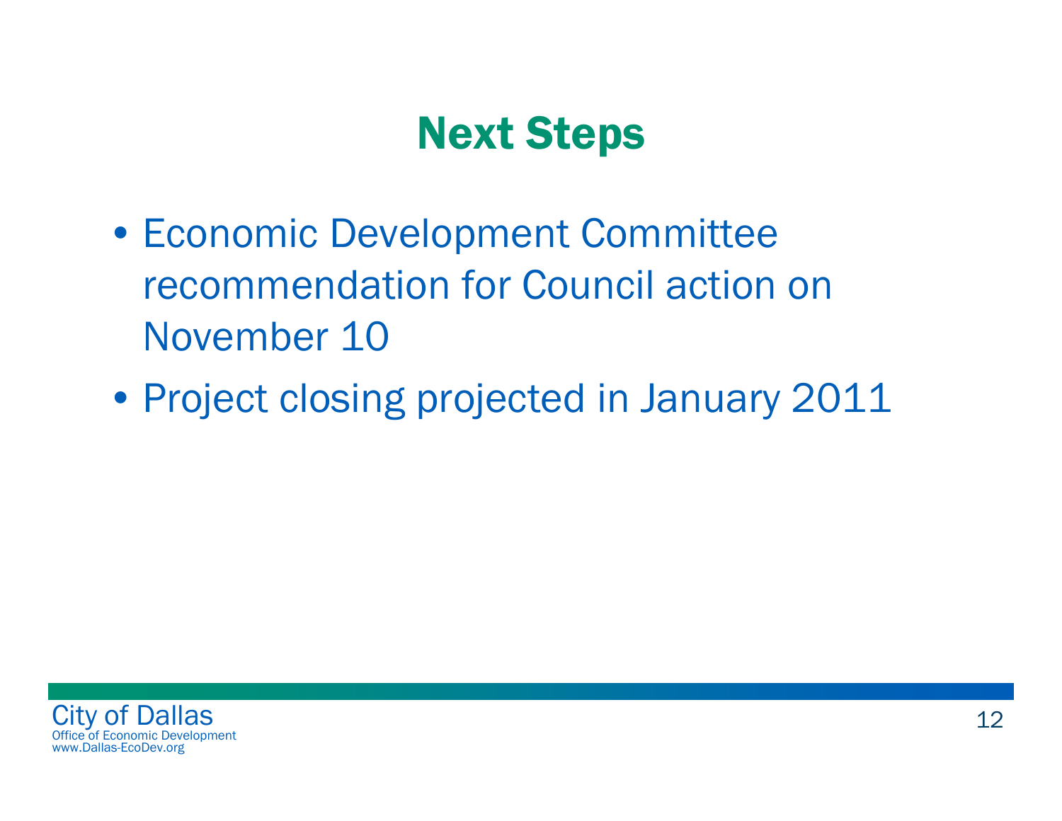# Next Steps

- Economic Development Committee recommendation for Council action on November 10
- Project closing projected in January 2011